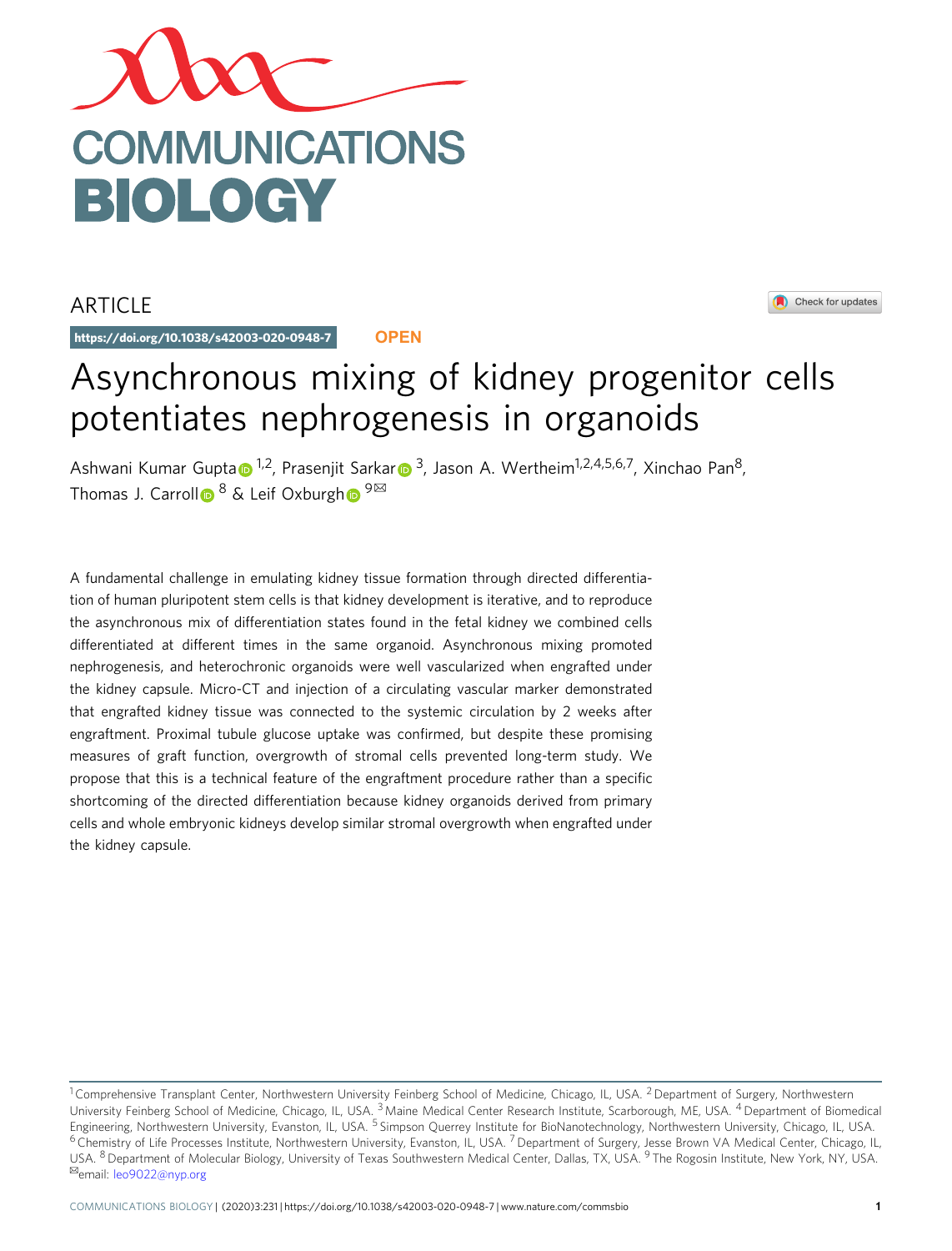COMMUNICATIONS BIOLOGY

ARTICLE

https://doi.org/10.1038/s42003-020-0948-7 **OPEN**

# Asynchronous mixing of kidney progenitor cells potentiates nephrogenesis in organoids

Ashwani Kumar Gupta[1,2], Prasenjit Sarkar[3], Jason A. Wertheim[1,2,4,5,6,7], Xinchao Pan[8], Thomas J. Carroll[8] & Leif Oxburgh[9]✉

A fundamental challenge in emulating kidney tissue formation through directed differentiation of human pluripotent stem cells is that kidney development is iterative, and to reproduce the asynchronous mix of differentiation states found in the fetal kidney we combined cells differentiated at different times in the same organoid. Asynchronous mixing promoted nephrogenesis, and heterochronic organoids were well vascularized when engrafted under the kidney capsule. Micro-CT and injection of a circulating vascular marker demonstrated that engrafted kidney tissue was connected to the systemic circulation by 2 weeks after engraftment. Proximal tubule glucose uptake was confirmed, but despite these promising measures of graft function, overgrowth of stromal cells prevented long-term study. We propose that this is a technical feature of the engraftment procedure rather than a specific shortcoming of the directed differentiation because kidney organoids derived from primary cells and whole embryonic kidneys develop similar stromal overgrowth when engrafted under the kidney capsule.

[1] Comprehensive Transplant Center, Northwestern University Feinberg School of Medicine, Chicago, IL, USA. [2] Department of Surgery, Northwestern University Feinberg School of Medicine, Chicago, IL, USA. [3] Maine Medical Center Research Institute, Scarborough, ME, USA. [4] Department of Biomedical Engineering, Northwestern University, Evanston, IL, USA. [5] Simpson Querrey Institute for BioNanotechnology, Northwestern University, Chicago, IL, USA. [6] Chemistry of Life Processes Institute, Northwestern University, Evanston, IL, USA. [7] Department of Surgery, Jesse Brown VA Medical Center, Chicago, IL, USA. [8] Department of Molecular Biology, University of Texas Southwestern Medical Center, Dallas, TX, USA. [9] The Rogosin Institute, New York, NY, USA. ✉email: leo9022@nyp.org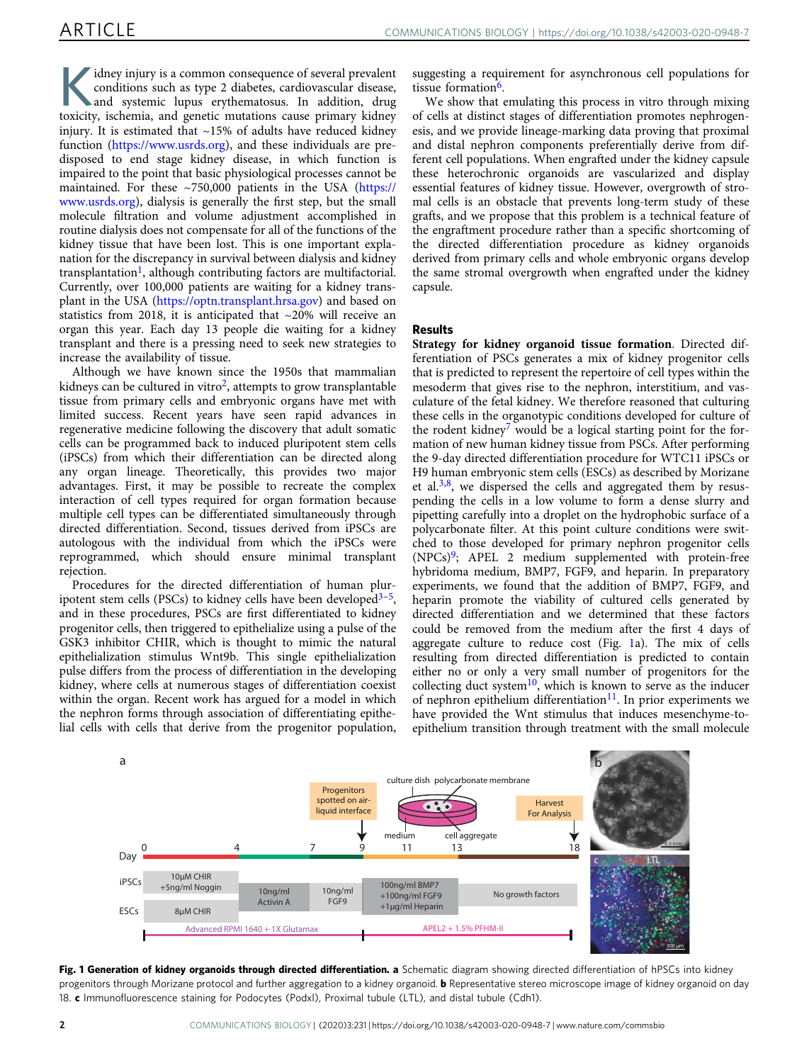Kidney injury is a common consequence of several prevalent conditions such as type 2 diabetes, cardiovascular disease, and systemic lupus erythematosus. In addition, drug toxicity, ischemia, and genetic mutations cause primary kidney injury. It is estimated that ~15% of adults have reduced kidney function (https://www.usrds.org), and these individuals are predisposed to end stage kidney disease, in which function is impaired to the point that basic physiological processes cannot be maintained. For these ~750,000 patients in the USA (https://www.usrds.org), dialysis is generally the first step, but the small molecule filtration and volume adjustment accomplished in routine dialysis does not compensate for all of the functions of the kidney tissue that have been lost. This is one important explanation for the discrepancy in survival between dialysis and kidney transplantation[1], although contributing factors are multifactorial. Currently, over 100,000 patients are waiting for a kidney transplant in the USA (https://optn.transplant.hrsa.gov) and based on statistics from 2018, it is anticipated that ~20% will receive an organ this year. Each day 13 people die waiting for a kidney transplant and there is a pressing need to seek new strategies to increase the availability of tissue.

Although we have known since the 1950s that mammalian kidneys can be cultured in vitro[2], attempts to grow transplantable tissue from primary cells and embryonic organs have met with limited success. Recent years have seen rapid advances in regenerative medicine following the discovery that adult somatic cells can be programmed back to induced pluripotent stem cells (iPSCs) from which their differentiation can be directed along any organ lineage. Theoretically, this provides two major advantages. First, it may be possible to recreate the complex interaction of cell types required for organ formation because multiple cell types can be differentiated simultaneously through directed differentiation. Second, tissues derived from iPSCs are autologous with the individual from which the iPSCs were reprogrammed, which should ensure minimal transplant rejection.

Procedures for the directed differentiation of human pluripotent stem cells (PSCs) to kidney cells have been developed[3–5], and in these procedures, PSCs are first differentiated to kidney progenitor cells, then triggered to epithelialize using a pulse of the GSK3 inhibitor CHIR, which is thought to mimic the natural epithelialization stimulus Wnt9b. This single epithelialization pulse differs from the process of differentiation in the developing kidney, where cells at numerous stages of differentiation coexist within the organ. Recent work has argued for a model in which the nephron forms through association of differentiating epithelial cells with cells that derive from the progenitor population, suggesting a requirement for asynchronous cell populations for tissue formation[6].

We show that emulating this process in vitro through mixing of cells at distinct stages of differentiation promotes nephrogenesis, and we provide lineage-marking data proving that proximal and distal nephron components preferentially derive from different cell populations. When engrafted under the kidney capsule these heterochronic organoids are vascularized and display essential features of kidney tissue. However, overgrowth of stromal cells is an obstacle that prevents long-term study of these grafts, and we propose that this problem is a technical feature of the engraftment procedure rather than a specific shortcoming of the directed differentiation procedure as kidney organoids derived from primary cells and whole embryonic organs develop the same stromal overgrowth when engrafted under the kidney capsule.

## Results

**Strategy for kidney organoid tissue formation**. Directed differentiation of PSCs generates a mix of kidney progenitor cells that is predicted to represent the repertoire of cell types within the mesoderm that gives rise to the nephron, interstitium, and vasculature of the fetal kidney. We therefore reasoned that culturing these cells in the organotypic conditions developed for culture of the rodent kidney[7] would be a logical starting point for the formation of new human kidney tissue from PSCs. After performing the 9-day directed differentiation procedure for WTC11 iPSCs or H9 human embryonic stem cells (ESCs) as described by Morizane et al.[3,8], we dispersed the cells and aggregated them by resuspending the cells in a low volume to form a dense slurry and pipetting carefully into a droplet on the hydrophobic surface of a polycarbonate filter. At this point culture conditions were switched to those developed for primary nephron progenitor cells (NPCs)[9]; APEL 2 medium supplemented with protein-free hybridoma medium, BMP7, FGF9, and heparin. In preparatory experiments, we found that the addition of BMP7, FGF9, and heparin promote the viability of cultured cells generated by directed differentiation and we determined that these factors could be removed from the medium after the first 4 days of aggregate culture to reduce cost (Fig. 1a). The mix of cells resulting from directed differentiation is predicted to contain either no or only a very small number of progenitors for the collecting duct system[10], which is known to serve as the inducer of nephron epithelium differentiation[11]. In prior experiments we have provided the Wnt stimulus that induces mesenchyme-to-epithelium transition through treatment with the small molecule

**Fig. 1 Generation of kidney organoids through directed differentiation. a** Schematic diagram showing directed differentiation of hPSCs into kidney progenitors through Morizane protocol and further aggregation to a kidney organoid. **b** Representative stereo microscope image of kidney organoid on day 18. **c** Immunofluorescence staining for Podocytes (Podxl), Proximal tubule (LTL), and distal tubule (Cdh1).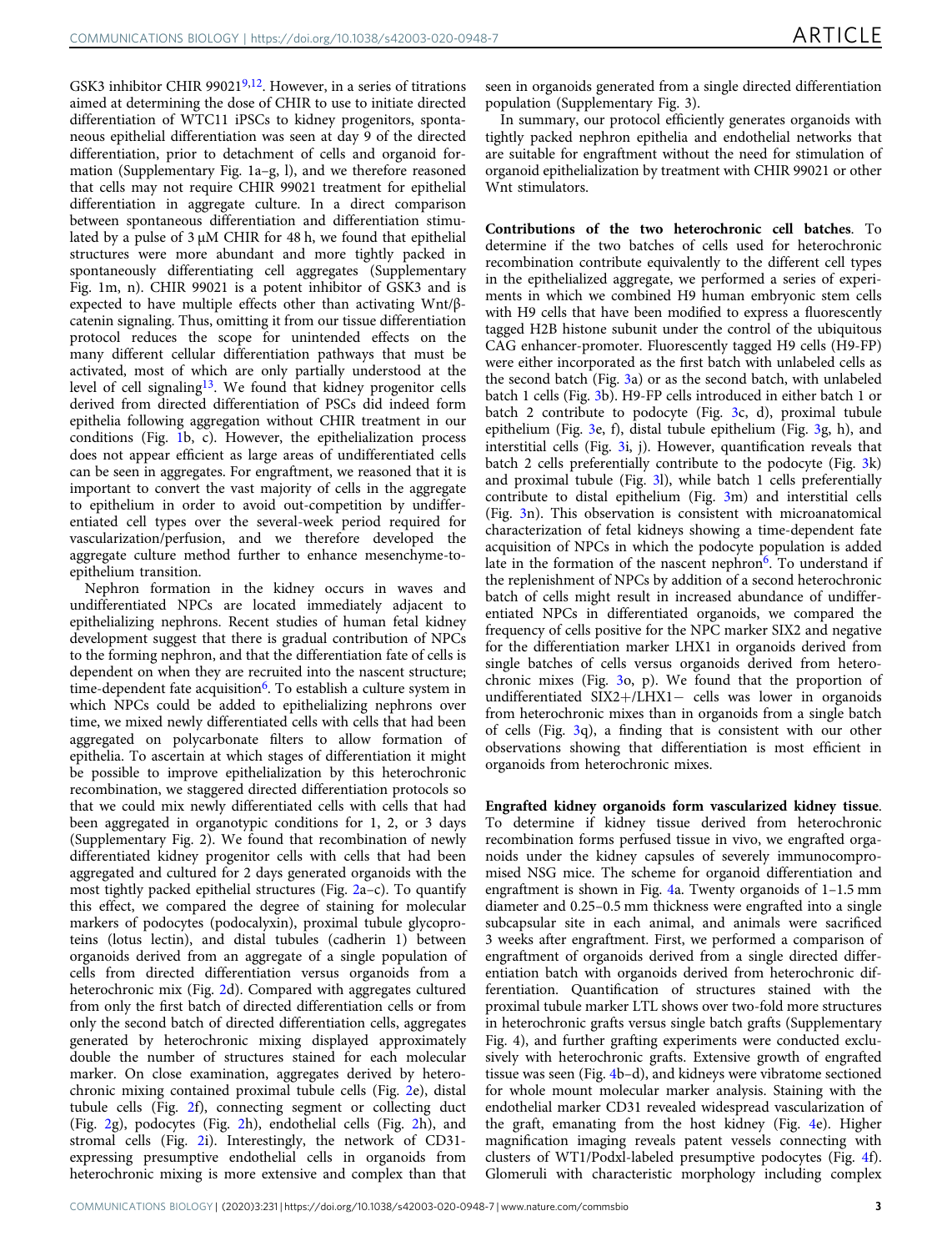GSK3 inhibitor CHIR 99021[9,12]. However, in a series of titrations aimed at determining the dose of CHIR to use to initiate directed differentiation of WTC11 iPSCs to kidney progenitors, spontaneous epithelial differentiation was seen at day 9 of the directed differentiation, prior to detachment of cells and organoid formation (Supplementary Fig. 1a–g, l), and we therefore reasoned that cells may not require CHIR 99021 treatment for epithelial differentiation in aggregate culture. In a direct comparison between spontaneous differentiation and differentiation stimulated by a pulse of 3 µM CHIR for 48 h, we found that epithelial structures were more abundant and more tightly packed in spontaneously differentiating cell aggregates (Supplementary Fig. 1m, n). CHIR 99021 is a potent inhibitor of GSK3 and is expected to have multiple effects other than activating Wnt/β-catenin signaling. Thus, omitting it from our tissue differentiation protocol reduces the scope for unintended effects on the many different cellular differentiation pathways that must be activated, most of which are only partially understood at the level of cell signaling[13]. We found that kidney progenitor cells derived from directed differentiation of PSCs did indeed form epithelia following aggregation without CHIR treatment in our conditions (Fig. 1b, c). However, the epithelialization process does not appear efficient as large areas of undifferentiated cells can be seen in aggregates. For engraftment, we reasoned that it is important to convert the vast majority of cells in the aggregate to epithelium in order to avoid out-competition by undifferentiated cell types over the several-week period required for vascularization/perfusion, and we therefore developed the aggregate culture method further to enhance mesenchyme-to-epithelium transition.

Nephron formation in the kidney occurs in waves and undifferentiated NPCs are located immediately adjacent to epithelializing nephrons. Recent studies of human fetal kidney development suggest that there is gradual contribution of NPCs to the forming nephron, and that the differentiation fate of cells is dependent on when they are recruited into the nascent structure; time-dependent fate acquisition[6]. To establish a culture system in which NPCs could be added to epithelializing nephrons over time, we mixed newly differentiated cells with cells that had been aggregated on polycarbonate filters to allow formation of epithelia. To ascertain at which stages of differentiation it might be possible to improve epithelialization by this heterochronic recombination, we staggered directed differentiation protocols so that we could mix newly differentiated cells with cells that had been aggregated in organotypic conditions for 1, 2, or 3 days (Supplementary Fig. 2). We found that recombination of newly differentiated kidney progenitor cells with cells that had been aggregated and cultured for 2 days generated organoids with the most tightly packed epithelial structures (Fig. 2a–c). To quantify this effect, we compared the degree of staining for molecular markers of podocytes (podocalyxin), proximal tubule glycoproteins (lotus lectin), and distal tubules (cadherin 1) between organoids derived from an aggregate of a single population of cells from directed differentiation versus organoids from a heterochronic mix (Fig. 2d). Compared with aggregates cultured from only the first batch of directed differentiation cells or from only the second batch of directed differentiation cells, aggregates generated by heterochronic mixing displayed approximately double the number of structures stained for each molecular marker. On close examination, aggregates derived by heterochronic mixing contained proximal tubule cells (Fig. 2e), distal tubule cells (Fig. 2f), connecting segment or collecting duct (Fig. 2g), podocytes (Fig. 2h), endothelial cells (Fig. 2h), and stromal cells (Fig. 2i). Interestingly, the network of CD31-expressing presumptive endothelial cells in organoids from heterochronic mixing is more extensive and complex than that seen in organoids generated from a single directed differentiation population (Supplementary Fig. 3).

In summary, our protocol efficiently generates organoids with tightly packed nephron epithelia and endothelial networks that are suitable for engraftment without the need for stimulation of organoid epithelialization by treatment with CHIR 99021 or other Wnt stimulators.

**Contributions of the two heterochronic cell batches**. To determine if the two batches of cells used for heterochronic recombination contribute equivalently to the different cell types in the epithelialized aggregate, we performed a series of experiments in which we combined H9 human embryonic stem cells with H9 cells that have been modified to express a fluorescently tagged H2B histone subunit under the control of the ubiquitous CAG enhancer-promoter. Fluorescently tagged H9 cells (H9-FP) were either incorporated as the first batch with unlabeled cells as the second batch (Fig. 3a) or as the second batch, with unlabeled batch 1 cells (Fig. 3b). H9-FP cells introduced in either batch 1 or batch 2 contribute to podocyte (Fig. 3c, d), proximal tubule epithelium (Fig. 3e, f), distal tubule epithelium (Fig. 3g, h), and interstitial cells (Fig. 3i, j). However, quantification reveals that batch 2 cells preferentially contribute to the podocyte (Fig. 3k) and proximal tubule (Fig. 3l), while batch 1 cells preferentially contribute to distal epithelium (Fig. 3m) and interstitial cells (Fig. 3n). This observation is consistent with microanatomical characterization of fetal kidneys showing a time-dependent fate acquisition of NPCs in which the podocyte population is added late in the formation of the nascent nephron[6]. To understand if the replenishment of NPCs by addition of a second heterochronic batch of cells might result in increased abundance of undifferentiated NPCs in differentiated organoids, we compared the frequency of cells positive for the NPC marker SIX2 and negative for the differentiation marker LHX1 in organoids derived from single batches of cells versus organoids derived from heterochronic mixes (Fig. 3o, p). We found that the proportion of undifferentiated SIX2+/LHX1− cells was lower in organoids from heterochronic mixes than in organoids from a single batch of cells (Fig. 3q), a finding that is consistent with our other observations showing that differentiation is most efficient in organoids from heterochronic mixes.

**Engrafted kidney organoids form vascularized kidney tissue**. To determine if kidney tissue derived from heterochronic recombination forms perfused tissue in vivo, we engrafted organoids under the kidney capsules of severely immunocompromised NSG mice. The scheme for organoid differentiation and engraftment is shown in Fig. 4a. Twenty organoids of 1–1.5 mm diameter and 0.25–0.5 mm thickness were engrafted into a single subcapsular site in each animal, and animals were sacrificed 3 weeks after engraftment. First, we performed a comparison of engraftment of organoids derived from a single directed differentiation batch with organoids derived from heterochronic differentiation. Quantification of structures stained with the proximal tubule marker LTL shows over two-fold more structures in heterochronic grafts versus single batch grafts (Supplementary Fig. 4), and further grafting experiments were conducted exclusively with heterochronic grafts. Extensive growth of engrafted tissue was seen (Fig. 4b–d), and kidneys were vibratome sectioned for whole mount molecular marker analysis. Staining with the endothelial marker CD31 revealed widespread vascularization of the graft, emanating from the host kidney (Fig. 4e). Higher magnification imaging reveals patent vessels connecting with clusters of WT1/Podxl-labeled presumptive podocytes (Fig. 4f). Glomeruli with characteristic morphology including complex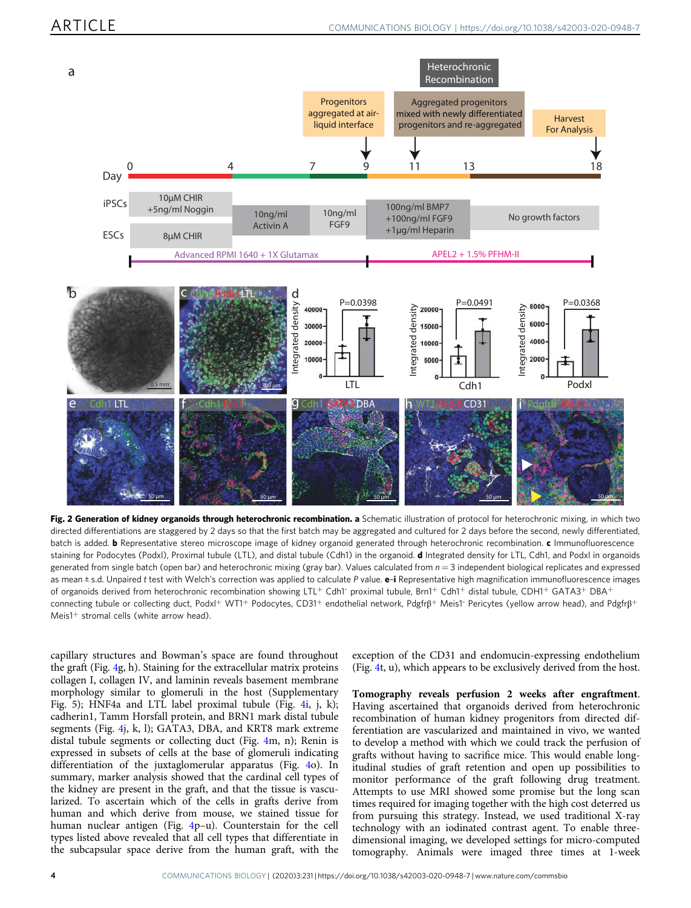**Fig. 2 Generation of kidney organoids through heterochronic recombination. a** Schematic illustration of protocol for heterochronic mixing, in which two directed differentiations are staggered by 2 days so that the first batch may be aggregated and cultured for 2 days before the second, newly differentiated, batch is added. **b** Representative stereo microscope image of kidney organoid generated through heterochronic recombination. **c** Immunofluorescence staining for Podocytes (Podxl), Proximal tubule (LTL), and distal tubule (Cdh1) in the organoid. **d** Integrated density for LTL, Cdh1, and Podxl in organoids generated from single batch (open bar) and heterochronic mixing (gray bar). Values calculated from $n = 3$ independent biological replicates and expressed as mean ± s.d. Unpaired *t* test with Welch's correction was applied to calculate *P* value. **e–i** Representative high magnification immunofluorescence images of organoids derived from heterochronic recombination showing LTL$^{+}$ Cdh1$^{-}$ proximal tubule, Brn1$^{+}$ Cdh1$^{+}$ distal tubule, CDH1$^{+}$ GATA3$^{+}$ DBA$^{+}$ connecting tubule or collecting duct, Podxl$^{+}$ WT1$^{+}$ Podocytes, CD31$^{+}$ endothelial network, Pdgfrβ$^{+}$ Meis1$^{-}$ Pericytes (yellow arrow head), and Pdgfrβ$^{+}$ Meis1$^{+}$ stromal cells (white arrow head).

capillary structures and Bowman's space are found throughout the graft (Fig. 4g, h). Staining for the extracellular matrix proteins collagen I, collagen IV, and laminin reveals basement membrane morphology similar to glomeruli in the host (Supplementary Fig. 5); HNF4a and LTL label proximal tubule (Fig. 4i, j, k); cadherin1, Tamm Horsfall protein, and BRN1 mark distal tubule segments (Fig. 4j, k, l); GATA3, DBA, and KRT8 mark extreme distal tubule segments or collecting duct (Fig. 4m, n); Renin is expressed in subsets of cells at the base of glomeruli indicating differentiation of the juxtaglomerular apparatus (Fig. 4o). In summary, marker analysis showed that the cardinal cell types of the kidney are present in the graft, and that the tissue is vascularized. To ascertain which of the cells in grafts derive from human and which derive from mouse, we stained tissue for human nuclear antigen (Fig. 4p–u). Counterstain for the cell types listed above revealed that all cell types that differentiate in the subcapsular space derive from the human graft, with the exception of the CD31 and endomucin-expressing endothelium (Fig. 4t, u), which appears to be exclusively derived from the host.

**Tomography reveals perfusion 2 weeks after engraftment**. Having ascertained that organoids derived from heterochronic recombination of human kidney progenitors from directed differentiation are vascularized and maintained in vivo, we wanted to develop a method with which we could track the perfusion of grafts without having to sacrifice mice. This would enable longitudinal studies of graft retention and open up possibilities to monitor performance of the graft following drug treatment. Attempts to use MRI showed some promise but the long scan times required for imaging together with the high cost deterred us from pursuing this strategy. Instead, we used traditional X-ray technology with an iodinated contrast agent. To enable three-dimensional imaging, we developed settings for micro-computed tomography. Animals were imaged three times at 1-week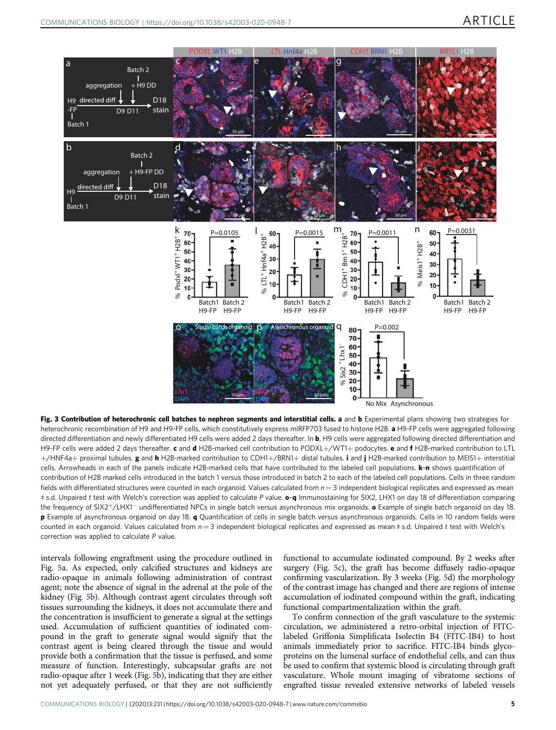**Fig. 3 Contribution of heterochronic cell batches to nephron segments and interstitial cells. a** and **b** Experimental plans showing two strategies for heterochronic recombination of H9 and H9-FP cells, which constitutively express miRFP703 fused to histone H2B. **a** H9-FP cells were aggregated following directed differentiation and newly differentiated H9 cells were added 2 days thereafter. In **b**, H9 cells were aggregated following directed differentiation and H9-FP cells were added 2 days thereafter. **c** and **d** H2B-marked cell contribution to PODXL+/WT1+ podocytes. **e** and **f** H2B-marked contribution to LTL +/HNF4a+ proximal tubules. **g** and **h** H2B-marked contribution to CDH1+/BRN1+ distal tubules. **i** and **j** H2B-marked contribution to MEIS1+ interstitial cells. Arrowheads in each of the panels indicate H2B-marked cells that have contributed to the labeled cell populations. **k**–**n** shows quantification of contribution of H2B marked cells introduced in the batch 1 versus those introduced in batch 2 to each of the labeled cell populations. Cells in three random fields with differentiated structures were counted in each organoid. Values calculated from $n = 3$ independent biological replicates and expressed as mean ± s.d. Unpaired $t$ test with Welch's correction was applied to calculate $P$ value. **o**–**q** Immunostaining for SIX2, LHX1 on day 18 of differentiation comparing the frequency of SIX2$^+$/LHX1$^-$ undifferentiated NPCs in single batch versus asynchronous mix organoids. **o** Example of single batch organoid on day 18. **p** Example of asynchronous organoid on day 18. **q** Quantification of cells in single batch versus asynchronous organoids. Cells in 10 random fields were counted in each organoid. Values calculated from $n = 3$ independent biological replicates and expressed as mean ± s.d. Unpaired $t$ test with Welch's correction was applied to calculate $P$ value.

intervals following engraftment using the procedure outlined in Fig. 5a. As expected, only calcified structures and kidneys are radio-opaque in animals following administration of contrast agent; note the absence of signal in the adrenal at the pole of the kidney (Fig. 5b). Although contrast agent circulates through soft tissues surrounding the kidneys, it does not accumulate there and the concentration is insufficient to generate a signal at the settings used. Accumulation of sufficient quantities of iodinated compound in the graft to generate signal would signify that the contrast agent is being cleared through the tissue and would provide both a confirmation that the tissue is perfused, and some measure of function. Interestingly, subcapsular grafts are not radio-opaque after 1 week (Fig. 5b), indicating that they are either not yet adequately perfused, or that they are not sufficiently functional to accumulate iodinated compound. By 2 weeks after surgery (Fig. 5c), the graft has become diffusely radio-opaque confirming vascularization. By 3 weeks (Fig. 5d) the morphology of the contrast image has changed and there are regions of intense accumulation of iodinated compound within the graft, indicating functional compartmentalization within the graft.

To confirm connection of the graft vasculature to the systemic circulation, we administered a retro-orbital injection of FITC-labeled Griffonia Simplificata Isolectin B4 (FITC-IB4) to host animals immediately prior to sacrifice. FITC-IB4 binds glycoproteins on the lumenal surface of endothelial cells, and can thus be used to confirm that systemic blood is circulating through graft vasculature. Whole mount imaging of vibratome sections of engrafted tissue revealed extensive networks of labeled vessels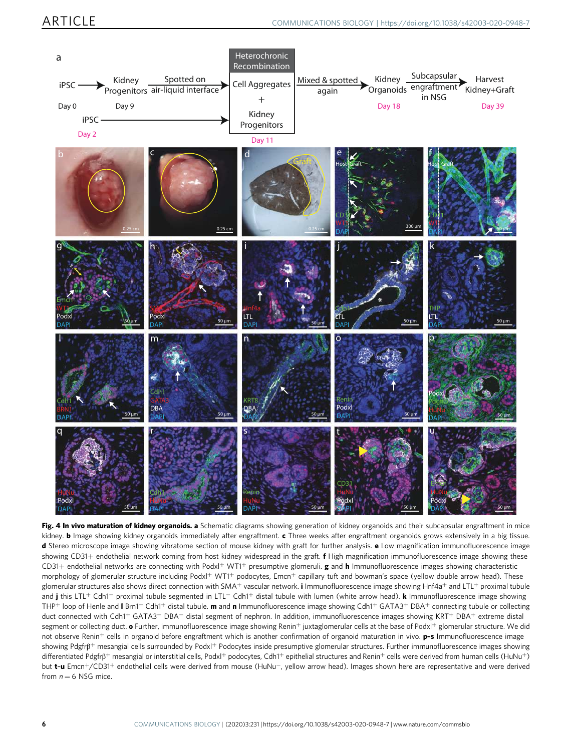**Fig. 4 In vivo maturation of kidney organoids. a** Schematic diagrams showing generation of kidney organoids and their subcapsular engraftment in mice kidney. **b** Image showing kidney organoids immediately after engraftment. **c** Three weeks after engraftment organoids grows extensively in a big tissue. **d** Stereo microscope image showing vibratome section of mouse kidney with graft for further analysis. **e** Low magnification immunofluorescence image showing CD31+ endothelial network coming from host kidney widespread in the graft. **f** High magnification immunofluorescence image showing these CD31+ endothelial networks are connecting with Podxl$^{+}$ WT1$^{+}$ presumptive glomeruli. **g** and **h** Immunofluorescence images showing characteristic morphology of glomerular structure including Podxl$^{+}$ WT1$^{+}$ podocytes, Emcn$^{+}$ capillary tuft and bowman's space (yellow double arrow head). These glomerular structures also shows direct connection with SMA$^{+}$ vascular network. **i** Immunofluorescence image showing Hnf4a$^{+}$ and LTL$^{+}$ proximal tubule and **j** this LTL$^{+}$ Cdh1$^{-}$ proximal tubule segmented in LTL$^{-}$ Cdh1$^{+}$ distal tubule with lumen (white arrow head). **k** Immunofluorescence image showing THP$^{+}$ loop of Henle and **l** Brn1$^{+}$ Cdh1$^{+}$ distal tubule. **m** and **n** Immunofluorescence image showing presumptive Cdh1$^{+}$ GATA3$^{+}$ DBA$^{+}$ connecting tubule or collecting duct connected with Cdh1$^{+}$ GATA3$^{-}$ DBA$^{-}$ distal segment of nephron. In addition, immunofluorescence images showing KRT$^{+}$ DBA$^{+}$ extreme distal segment or collecting duct. **o** Further, immunofluorescence image showing Renin$^{+}$ juxtaglomerular cells at the base of Podxl$^{+}$ glomerular structure. We did not observe Renin$^{+}$ cells in organoid before engraftment which is another confirmation of organoid maturation in vivo. **p–s** Immunofluorescence image showing Pdgfrβ$^{+}$ mesangial cells surrounded by Podxl$^{+}$ Podocytes inside presumptive glomerular structures. Further immunofluorescence images showing differentiated Pdgfrβ$^{+}$ mesangial or interstitial cells, Podxl$^{+}$ podocytes, Cdh1$^{+}$ epithelial structures and Renin$^{+}$ cells were derived from human cells (HuNu$^{+}$) but **t–u** Emcn$^{+}$/CD31$^{+}$ endothelial cells were derived from mouse (HuNu$^{-}$, yellow arrow head). Images shown here are representative and were derived from $n = 6$ NSG mice.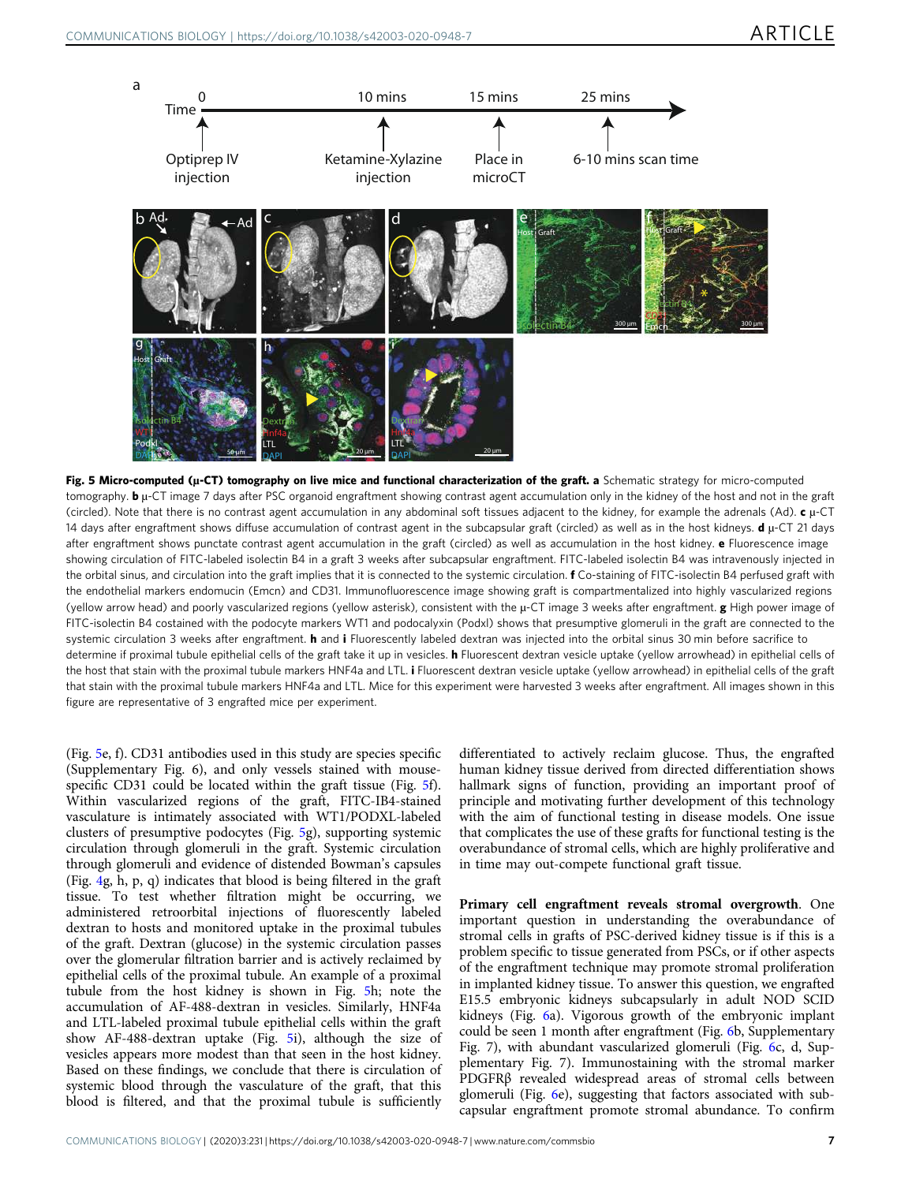**Fig. 5 Micro-computed (μ-CT) tomography on live mice and functional characterization of the graft. a** Schematic strategy for micro-computed tomography. **b** μ-CT image 7 days after PSC organoid engraftment showing contrast agent accumulation only in the kidney of the host and not in the graft (circled). Note that there is no contrast agent accumulation in any abdominal soft tissues adjacent to the kidney, for example the adrenals (Ad). **c** μ-CT 14 days after engraftment shows diffuse accumulation of contrast agent in the subcapsular graft (circled) as well as in the host kidneys. **d** μ-CT 21 days after engraftment shows punctate contrast agent accumulation in the graft (circled) as well as accumulation in the host kidney. **e** Fluorescence image showing circulation of FITC-labeled isolectin B4 in a graft 3 weeks after subcapsular engraftment. FITC-labeled isolectin B4 was intravenously injected in the orbital sinus, and circulation into the graft implies that it is connected to the systemic circulation. **f** Co-staining of FITC-isolectin B4 perfused graft with the endothelial markers endomucin (Emcn) and CD31. Immunofluorescence image showing graft is compartmentalized into highly vascularized regions (yellow arrow head) and poorly vascularized regions (yellow asterisk), consistent with the μ-CT image 3 weeks after engraftment. **g** High power image of FITC-isolectin B4 costained with the podocyte markers WT1 and podocalyxin (Podxl) shows that presumptive glomeruli in the graft are connected to the systemic circulation 3 weeks after engraftment. **h** and **i** Fluorescently labeled dextran was injected into the orbital sinus 30 min before sacrifice to determine if proximal tubule epithelial cells of the graft take it up in vesicles. **h** Fluorescent dextran vesicle uptake (yellow arrowhead) in epithelial cells of the host that stain with the proximal tubule markers HNF4a and LTL. **i** Fluorescent dextran vesicle uptake (yellow arrowhead) in epithelial cells of the graft that stain with the proximal tubule markers HNF4a and LTL. Mice for this experiment were harvested 3 weeks after engraftment. All images shown in this figure are representative of 3 engrafted mice per experiment.

(Fig. 5e, f). CD31 antibodies used in this study are species specific (Supplementary Fig. 6), and only vessels stained with mouse-specific CD31 could be located within the graft tissue (Fig. 5f). Within vascularized regions of the graft, FITC-IB4-stained vasculature is intimately associated with WT1/PODXL-labeled clusters of presumptive podocytes (Fig. 5g), supporting systemic circulation through glomeruli in the graft. Systemic circulation through glomeruli and evidence of distended Bowman's capsules (Fig. 4g, h, p, q) indicates that blood is being filtered in the graft tissue. To test whether filtration might be occurring, we administered retroorbital injections of fluorescently labeled dextran to hosts and monitored uptake in the proximal tubules of the graft. Dextran (glucose) in the systemic circulation passes over the glomerular filtration barrier and is actively reclaimed by epithelial cells of the proximal tubule. An example of a proximal tubule from the host kidney is shown in Fig. 5h; note the accumulation of AF-488-dextran in vesicles. Similarly, HNF4a and LTL-labeled proximal tubule epithelial cells within the graft show AF-488-dextran uptake (Fig. 5i), although the size of vesicles appears more modest than that seen in the host kidney. Based on these findings, we conclude that there is circulation of systemic blood through the vasculature of the graft, that this blood is filtered, and that the proximal tubule is sufficiently differentiated to actively reclaim glucose. Thus, the engrafted human kidney tissue derived from directed differentiation shows hallmark signs of function, providing an important proof of principle and motivating further development of this technology with the aim of functional testing in disease models. One issue that complicates the use of these grafts for functional testing is the overabundance of stromal cells, which are highly proliferative and in time may out-compete functional graft tissue.

**Primary cell engraftment reveals stromal overgrowth**. One important question in understanding the overabundance of stromal cells in grafts of PSC-derived kidney tissue is if this is a problem specific to tissue generated from PSCs, or if other aspects of the engraftment technique may promote stromal proliferation in implanted kidney tissue. To answer this question, we engrafted E15.5 embryonic kidneys subcapsularly in adult NOD SCID kidneys (Fig. 6a). Vigorous growth of the embryonic implant could be seen 1 month after engraftment (Fig. 6b, Supplementary Fig. 7), with abundant vascularized glomeruli (Fig. 6c, d, Supplementary Fig. 7). Immunostaining with the stromal marker PDGFRβ revealed widespread areas of stromal cells between glomeruli (Fig. 6e), suggesting that factors associated with subcapsular engraftment promote stromal abundance. To confirm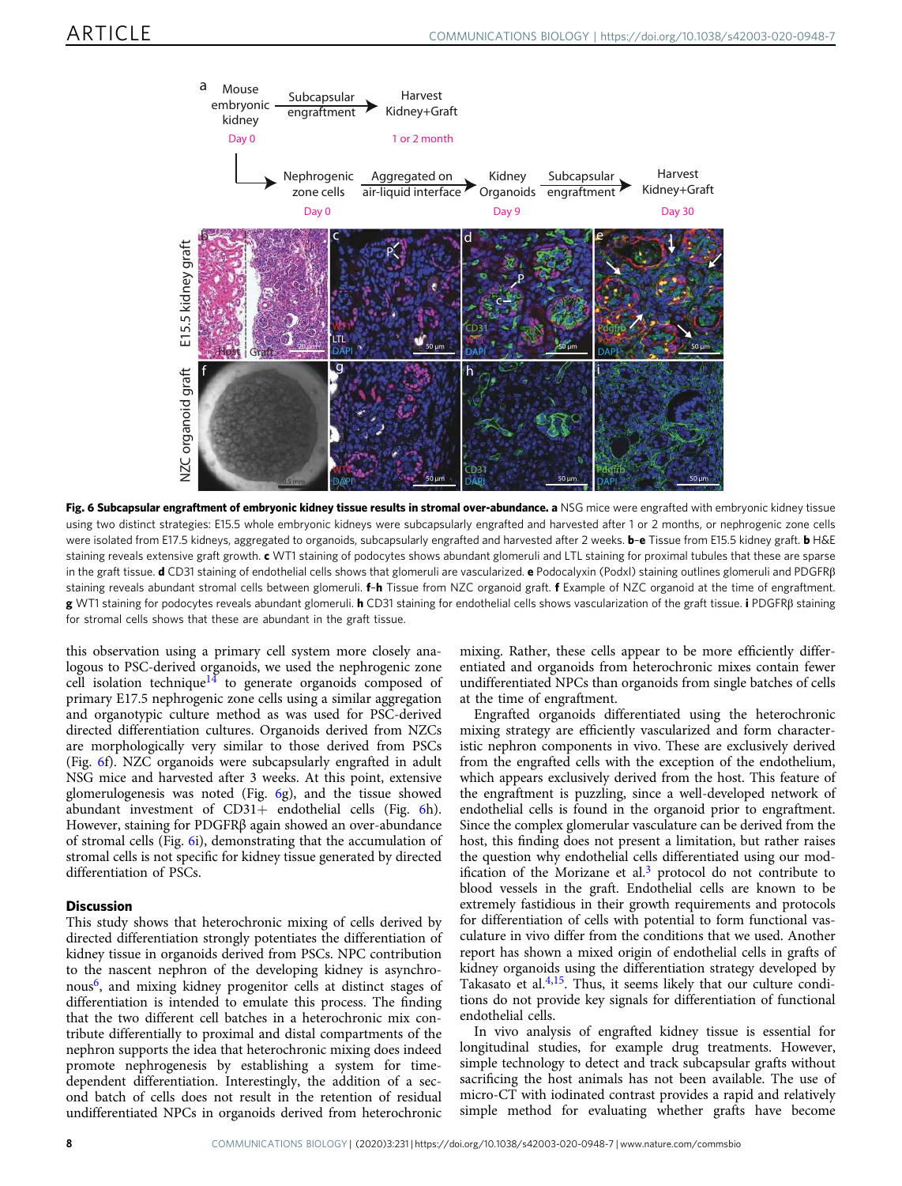a
Mouse embryonic kidney → Subcapsular engraftment → Harvest Kidney+Graft
Day 0 — 1 or 2 month
Nephrogenic zone cells → Aggregated on air-liquid interface → Kidney Organoids → Subcapsular engraftment → Harvest Kidney+Graft
Day 0 — Day 9 — Day 30

E15.5 kidney graft
b Host Graft 20 μm
c P WT1 LTL DAPI 50 μm
d P C CD31 WT1 DAPI 50 μm
e Pdgfrb Podxl DAPI 50 μm

NZC organoid graft
f 0.5 mm
g WT1 DAPI 50 μm
h CD31 DAPI 50 μm
i Pdgfrb DAPI 50 μm

**Fig. 6 Subcapsular engraftment of embryonic kidney tissue results in stromal over-abundance.** **a** NSG mice were engrafted with embryonic kidney tissue using two distinct strategies: E15.5 whole embryonic kidneys were subcapsularly engrafted and harvested after 1 or 2 months, or nephrogenic zone cells were isolated from E17.5 kidneys, aggregated to organoids, subcapsularly engrafted and harvested after 2 weeks. **b**–**e** Tissue from E15.5 kidney graft. **b** H&E staining reveals extensive graft growth. **c** WT1 staining of podocytes shows abundant glomeruli and LTL staining for proximal tubules that these are sparse in the graft tissue. **d** CD31 staining of endothelial cells shows that glomeruli are vascularized. **e** Podocalyxin (Podxl) staining outlines glomeruli and PDGFRβ staining reveals abundant stromal cells between glomeruli. **f**–**h** Tissue from NZC organoid graft. **f** Example of NZC organoid at the time of engraftment. **g** WT1 staining for podocytes reveals abundant glomeruli. **h** CD31 staining for endothelial cells shows vascularization of the graft tissue. **i** PDGFRβ staining for stromal cells shows that these are abundant in the graft tissue.

this observation using a primary cell system more closely analogous to PSC-derived organoids, we used the nephrogenic zone cell isolation technique[14] to generate organoids composed of primary E17.5 nephrogenic zone cells using a similar aggregation and organotypic culture method as was used for PSC-derived directed differentiation cultures. Organoids derived from NZCs are morphologically very similar to those derived from PSCs (Fig. 6f). NZC organoids were subcapsularly engrafted in adult NSG mice and harvested after 3 weeks. At this point, extensive glomerulogenesis was noted (Fig. 6g), and the tissue showed abundant investment of CD31+ endothelial cells (Fig. 6h). However, staining for PDGFRβ again showed an over-abundance of stromal cells (Fig. 6i), demonstrating that the accumulation of stromal cells is not specific for kidney tissue generated by directed differentiation of PSCs.

## Discussion

This study shows that heterochronic mixing of cells derived by directed differentiation strongly potentiates the differentiation of kidney tissue in organoids derived from PSCs. NPC contribution to the nascent nephron of the developing kidney is asynchronous[6], and mixing kidney progenitor cells at distinct stages of differentiation is intended to emulate this process. The finding that the two different cell batches in a heterochronic mix contribute differentially to proximal and distal compartments of the nephron supports the idea that heterochronic mixing does indeed promote nephrogenesis by establishing a system for time-dependent differentiation. Interestingly, the addition of a second batch of cells does not result in the retention of residual undifferentiated NPCs in organoids derived from heterochronic mixing. Rather, these cells appear to be more efficiently differentiated and organoids from heterochronic mixes contain fewer undifferentiated NPCs than organoids from single batches of cells at the time of engraftment.

Engrafted organoids differentiated using the heterochronic mixing strategy are efficiently vascularized and form characteristic nephron components in vivo. These are exclusively derived from the engrafted cells with the exception of the endothelium, which appears exclusively derived from the host. This feature of the engraftment is puzzling, since a well-developed network of endothelial cells is found in the organoid prior to engraftment. Since the complex glomerular vasculature can be derived from the host, this finding does not present a limitation, but rather raises the question why endothelial cells differentiated using our modification of the Morizane et al.[3] protocol do not contribute to blood vessels in the graft. Endothelial cells are known to be extremely fastidious in their growth requirements and protocols for differentiation of cells with potential to form functional vasculature in vivo differ from the conditions that we used. Another report has shown a mixed origin of endothelial cells in grafts of kidney organoids using the differentiation strategy developed by Takasato et al.[4,15]. Thus, it seems likely that our culture conditions do not provide key signals for differentiation of functional endothelial cells.

In vivo analysis of engrafted kidney tissue is essential for longitudinal studies, for example drug treatments. However, simple technology to detect and track subcapsular grafts without sacrificing the host animals has not been available. The use of micro-CT with iodinated contrast provides a rapid and relatively simple method for evaluating whether grafts have become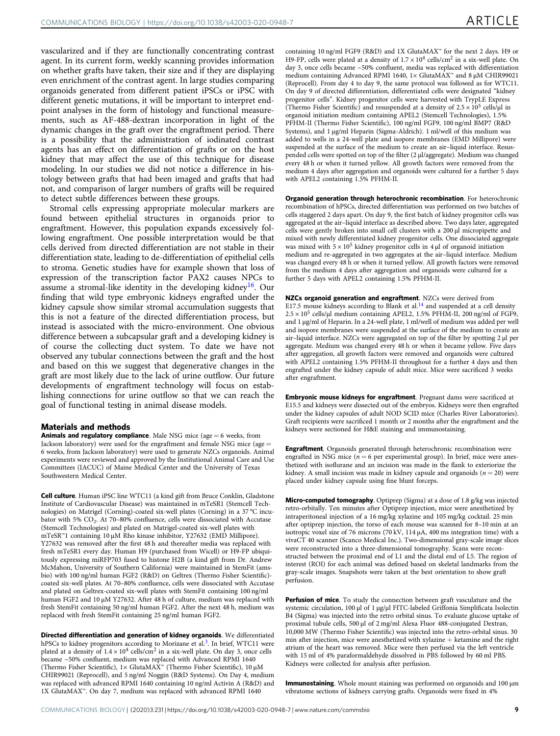vascularized and if they are functionally concentrating contrast agent. In its current form, weekly scanning provides information on whether grafts have taken, their size and if they are displaying even enrichment of the contrast agent. In large studies comparing organoids generated from different patient iPSCs or iPSC with different genetic mutations, it will be important to interpret end-point analyses in the form of histology and functional measurements, such as AF-488-dextran incorporation in light of the dynamic changes in the graft over the engraftment period. There is a possibility that the administration of iodinated contrast agents has an effect on differentiation of grafts or on the host kidney that may affect the use of this technique for disease modeling. In our studies we did not notice a difference in histology between grafts that had been imaged and grafts that had not, and comparison of larger numbers of grafts will be required to detect subtle differences between these groups.

Stromal cells expressing appropriate molecular markers are found between epithelial structures in organoids prior to engraftment. However, this population expands excessively following engraftment. One possible interpretation would be that cells derived from directed differentiation are not stable in their differentiation state, leading to de-differentiation of epithelial cells to stroma. Genetic studies have for example shown that loss of expression of the transcription factor PAX2 causes NPCs to assume a stromal-like identity in the developing kidney[16]. Our finding that wild type embryonic kidneys engrafted under the kidney capsule show similar stromal accumulation suggests that this is not a feature of the directed differentiation process, but instead is associated with the micro-environment. One obvious difference between a subcapsular graft and a developing kidney is of course the collecting duct system. To date we have not observed any tubular connections between the graft and the host and based on this we suggest that degenerative changes in the graft are most likely due to the lack of urine outflow. Our future developments of engraftment technology will focus on establishing connections for urine outflow so that we can reach the goal of functional testing in animal disease models.

## Materials and methods

**Animals and regulatory compliance**. Male NSG mice (age = 6 weeks, from Jackson laboratory) were used for the engraftment and female NSG mice (age = 6 weeks, from Jackson laboratory) were used to generate NZCs organoids. Animal experiments were reviewed and approved by the Institutional Animal Care and Use Committees (IACUC) of Maine Medical Center and the University of Texas Southwestern Medical Center.

**Cell culture**. Human iPSC line WTC11 (a kind gift from Bruce Conklin, Gladstone Institute of Cardiovascular Disease) was maintained in mTeSR1 (Stemcell Technologies) on Matrigel (Corning)-coated six-well plates (Corning) in a 37 °C incubator with 5% $CO_2$. At 70–80% confluence, cells were dissociated with Accutase (Stemcell Technologies) and plated on Matrigel-coated six-well plates with mTeSR™1 containing 10 µM Rho kinase inhibitor, Y27632 (EMD Millipore). Y27632 was removed after the first 48 h and thereafter media was replaced with fresh mTeSR1 every day. Human H9 (purchased from Wicell) or H9-FP ubiquitously expressing miRFP703 fused to histone H2B (a kind gift from Dr. Andrew McMahon, University of Southern California) were maintained in StemFit (amsbio) with 100 ng/ml human FGF2 (R&D) on Geltrex (Thermo Fisher Scientific)-coated six-well plates. At 70–80% confluence, cells were dissociated with Accutase and plated on Geltrex-coated six-well plates with StemFit containing 100 ng/ml human FGF2 and 10 µM Y27632. After 48 h of culture, medium was replaced with fresh StemFit containing 50 ng/ml human FGF2. After the next 48 h, medium was replaced with fresh StemFit containing 25 ng/ml human FGF2.

**Directed differentiation and generation of kidney organoids**. We differentiated hPSCs to kidney progenitors according to Morizane et al.[3]. In brief, WTC11 were plated at a density of $1.4 \times 10^4$ cells/cm$^2$ in a six-well plate. On day 3, once cells became ~50% confluent, medium was replaced with Advanced RPMI 1640 (Thermo Fisher Scientific), 1× GlutaMAX™ (Thermo Fisher Scientific), 10 µM CHIR99021 (Reprocell), and 5 ng/ml Noggin (R&D Systems). On Day 4, medium was replaced with advanced RPMI 1640 containing 10 ng/ml Activin A (R&D) and 1X GlutaMAX™. On day 7, medium was replaced with advanced RPMI 1640 containing 10 ng/ml FGF9 (R&D) and 1X GlutaMAX™ for the next 2 days. H9 or H9-FP, cells were plated at a density of $1.7 \times 10^4$ cells/cm$^2$ in a six-well plate. On day 3, once cells became ~50% confluent, media was replaced with differentiation medium containing Advanced RPMI 1640, 1× GlutaMAX™ and 8 µM CHIR99021 (Reprocell). From day 4 to day 9, the same protocol was followed as for WTC11. On day 9 of directed differentiation, differentiated cells were designated "kidney progenitor cells". Kidney progenitor cells were harvested with TrypLE Express (Thermo Fisher Scientific) and resuspended at a density of $2.5 \times 10^5$ cells/µl in organoid initiation medium containing APEL2 (Stemcell Technologies), 1.5% PFHM-II (Thermo Fisher Scientific), 100 ng/ml FGF9, 100 ng/ml BMP7 (R&D Systems), and 1 µg/ml Heparin (Sigma-Aldrich). 1 ml/well of this medium was added to wells in a 24-well plate and isopore membranes (EMD Millipore) were suspended at the surface of the medium to create an air–liquid interface. Resuspended cells were spotted on top of the filter (2 µl/aggregate). Medium was changed every 48 h or when it turned yellow. All growth factors were removed from the medium 4 days after aggregation and organoids were cultured for a further 5 days with APEL2 containing 1.5% PFHM-II.

**Organoid generation through heterochronic recombination**. For heterochronic recombination of hPSCs, directed differentiation was performed on two batches of cells staggered 2 days apart. On day 9, the first batch of kidney progenitor cells was aggregated at the air–liquid interface as described above. Two days later, aggregated cells were gently broken into small cell clusters with a 200 µl micropipette and mixed with newly differentiated kidney progenitor cells. One dissociated aggregate was mixed with $5 \times 10^5$ kidney progenitor cells in 4 µl of organoid initiation medium and re-aggregated in two aggregates at the air–liquid interface. Medium was changed every 48 h or when it turned yellow. All growth factors were removed from the medium 4 days after aggregation and organoids were cultured for a further 5 days with APEL2 containing 1.5% PFHM-II.

**NZCs organoid generation and engraftment**. NZCs were derived from E17.5 mouse kidneys according to Blank et al.[14] and suspended at a cell density $2.5 \times 10^5$ cells/µl medium containing APEL2, 1.5% PFHM-II, 200 ng/ml of FGF9, and 1 µg/ml of Heparin. In a 24-well plate, 1 ml/well of medium was added per well and isopore membranes were suspended at the surface of the medium to create an air–liquid interface. NZCs were aggregated on top of the filter by spotting 2 µl per aggregate. Medium was changed every 48 h or when it became yellow. Five days after aggregation, all growth factors were removed and organoids were cultured with APEL2 containing 1.5% PFHM-II throughout for a further 4 days and then engrafted under the kidney capsule of adult mice. Mice were sacrificed 3 weeks after engraftment.

**Embryonic mouse kidneys for engraftment**. Pregnant dams were sacrificed at E15.5 and kidneys were dissected out of the embryos. Kidneys were then engrafted under the kidney capsules of adult NOD SCID mice (Charles River Laboratories). Graft recipients were sacrificed 1 month or 2 months after the engraftment and the kidneys were sectioned for H&E staining and immunostaining.

**Engraftment**. Organoids generated through heterochronic recombination were engrafted in NSG mice ($n = 6$ per experimental group). In brief, mice were anesthetized with isoflurane and an incision was made in the flank to exteriorize the kidney. A small incision was made in kidney capsule and organoids ($n = 20$) were placed under kidney capsule using fine blunt forceps.

**Micro-computed tomography**. Optiprep (Sigma) at a dose of 1.8 g/kg was injected retro-orbitally. Ten minutes after Optiprep injection, mice were anesthetized by intraperitoneal injection of a 16 mg/kg xylazine and 105 mg/kg cocktail. 25 min after optiprep injection, the torso of each mouse was scanned for 8–10 min at an isotropic voxel size of 76 microns (70 kV, 114 µA, 400 ms integration time) with a vivaCT 40 scanner (Scanco Medical Inc.). Two-dimensional gray-scale image slices were reconstructed into a three-dimensional tomography. Scans were reconstructed between the proximal end of L1 and the distal end of L5. The region of interest (ROI) for each animal was defined based on skeletal landmarks from the gray-scale images. Snapshots were taken at the best orientation to show graft perfusion.

**Perfusion of mice**. To study the connection between graft vasculature and the systemic circulation, 100 µl of 1 µg/µl FITC-labeled Griffonia Simplificata Isolectin B4 (Sigma) was injected into the retro orbital sinus. To evaluate glucose uptake of proximal tubule cells, 500 µl of 2 mg/ml Alexa Fluor 488-conjugated Dextran, 10,000 MW (Thermo Fisher Scientific) was injected into the retro-orbital sinus. 30 min after injection, mice were anesthetized with xylazine + ketamine and the right atrium of the heart was removed. Mice were then perfused via the left ventricle with 15 ml of 4% paraformaldehyde dissolved in PBS followed by 60 ml PBS. Kidneys were collected for analysis after perfusion.

**Immunostaining**. Whole mount staining was performed on organoids and 100 µm vibratome sections of kidneys carrying grafts. Organoids were fixed in 4%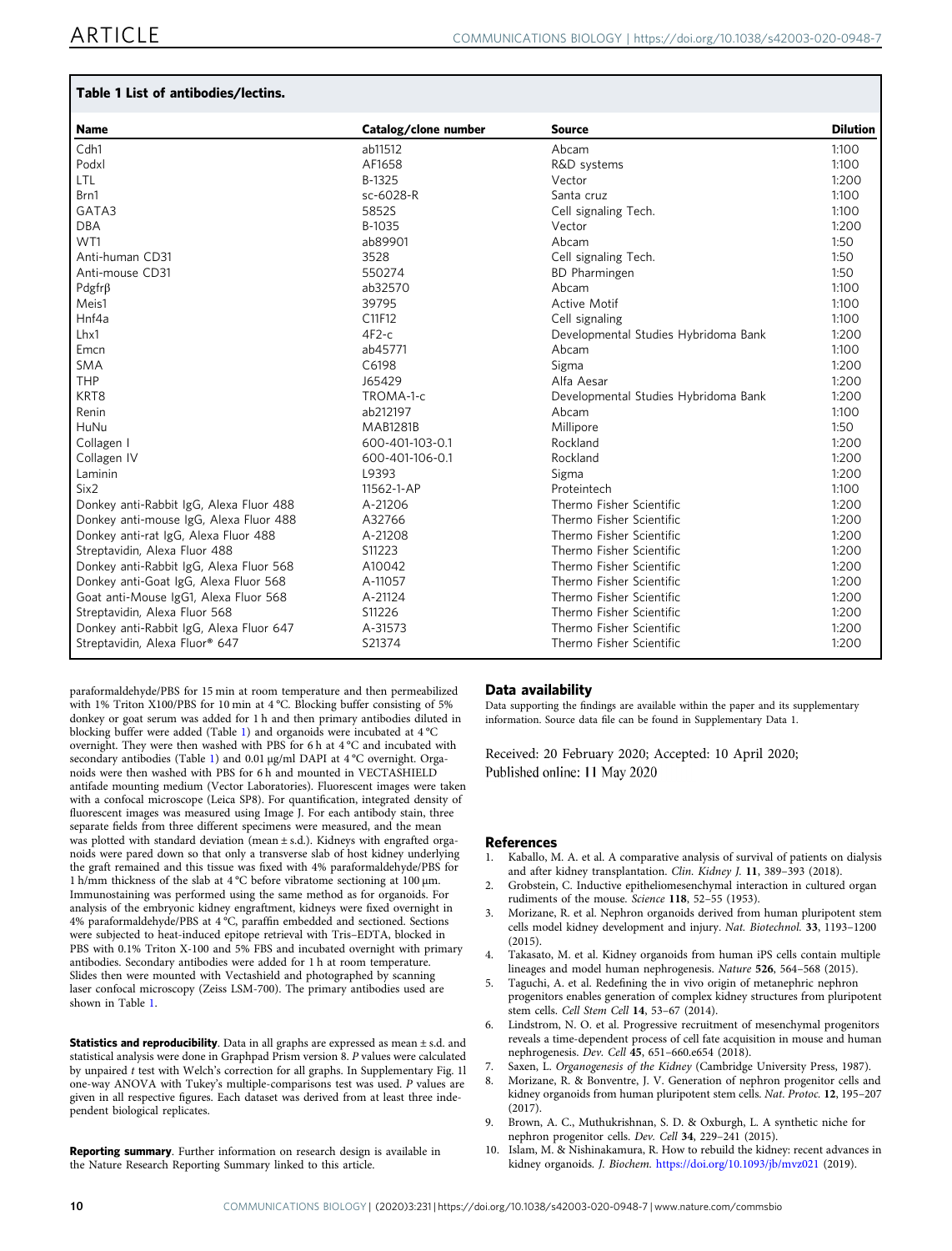**Table 1 List of antibodies/lectins.**

| Name | Catalog/clone number | Source | Dilution |
|---|---|---|---|
| Cdh1 | ab11512 | Abcam | 1:100 |
| Podxl | AF1658 | R&D systems | 1:100 |
| LTL | B-1325 | Vector | 1:200 |
| Brn1 | sc-6028-R | Santa cruz | 1:100 |
| GATA3 | 5852S | Cell signaling Tech. | 1:100 |
| DBA | B-1035 | Vector | 1:200 |
| WT1 | ab89901 | Abcam | 1:50 |
| Anti-human CD31 | 3528 | Cell signaling Tech. | 1:50 |
| Anti-mouse CD31 | 550274 | BD Pharmingen | 1:50 |
| Pdgfrβ | ab32570 | Abcam | 1:100 |
| Meis1 | 39795 | Active Motif | 1:100 |
| Hnf4a | C11F12 | Cell signaling | 1:100 |
| Lhx1 | 4F2-c | Developmental Studies Hybridoma Bank | 1:200 |
| Emcn | ab45771 | Abcam | 1:100 |
| SMA | C6198 | Sigma | 1:200 |
| THP | J65429 | Alfa Aesar | 1:200 |
| KRT8 | TROMA-1-c | Developmental Studies Hybridoma Bank | 1:200 |
| Renin | ab212197 | Abcam | 1:100 |
| HuNu | MAB1281B | Millipore | 1:50 |
| Collagen I | 600-401-103-0.1 | Rockland | 1:200 |
| Collagen IV | 600-401-106-0.1 | Rockland | 1:200 |
| Laminin | L9393 | Sigma | 1:200 |
| Six2 | 11562-1-AP | Proteintech | 1:100 |
| Donkey anti-Rabbit IgG, Alexa Fluor 488 | A-21206 | Thermo Fisher Scientific | 1:200 |
| Donkey anti-mouse IgG, Alexa Fluor 488 | A32766 | Thermo Fisher Scientific | 1:200 |
| Donkey anti-rat IgG, Alexa Fluor 488 | A-21208 | Thermo Fisher Scientific | 1:200 |
| Streptavidin, Alexa Fluor 488 | S11223 | Thermo Fisher Scientific | 1:200 |
| Donkey anti-Rabbit IgG, Alexa Fluor 568 | A10042 | Thermo Fisher Scientific | 1:200 |
| Donkey anti-Goat IgG, Alexa Fluor 568 | A-11057 | Thermo Fisher Scientific | 1:200 |
| Goat anti-Mouse IgG1, Alexa Fluor 568 | A-21124 | Thermo Fisher Scientific | 1:200 |
| Streptavidin, Alexa Fluor 568 | S11226 | Thermo Fisher Scientific | 1:200 |
| Donkey anti-Rabbit IgG, Alexa Fluor 647 | A-31573 | Thermo Fisher Scientific | 1:200 |
| Streptavidin, Alexa Fluor® 647 | S21374 | Thermo Fisher Scientific | 1:200 |

paraformaldehyde/PBS for 15 min at room temperature and then permeabilized with 1% Triton X100/PBS for 10 min at 4 °C. Blocking buffer consisting of 5% donkey or goat serum was added for 1 h and then primary antibodies diluted in blocking buffer were added (Table 1) and organoids were incubated at 4 °C overnight. They were then washed with PBS for 6 h at 4 °C and incubated with secondary antibodies (Table 1) and 0.01 μg/ml DAPI at 4 °C overnight. Organoids were then washed with PBS for 6 h and mounted in VECTASHIELD antifade mounting medium (Vector Laboratories). Fluorescent images were taken with a confocal microscope (Leica SP8). For quantification, integrated density of fluorescent images was measured using Image J. For each antibody stain, three separate fields from three different specimens were measured, and the mean was plotted with standard deviation (mean ± s.d.). Kidneys with engrafted organoids were pared down so that only a transverse slab of host kidney underlying the graft remained and this tissue was fixed with 4% paraformaldehyde/PBS for 1 h/mm thickness of the slab at 4 °C before vibratome sectioning at 100 μm. Immunostaining was performed using the same method as for organoids. For analysis of the embryonic kidney engraftment, kidneys were fixed overnight in 4% paraformaldehyde/PBS at 4 °C, paraffin embedded and sectioned. Sections were subjected to heat-induced epitope retrieval with Tris–EDTA, blocked in PBS with 0.1% Triton X-100 and 5% FBS and incubated overnight with primary antibodies. Secondary antibodies were added for 1 h at room temperature. Slides then were mounted with Vectashield and photographed by scanning laser confocal microscopy (Zeiss LSM-700). The primary antibodies used are shown in Table 1.

**Statistics and reproducibility**. Data in all graphs are expressed as mean ± s.d. and statistical analysis were done in Graphpad Prism version 8. *P* values were calculated by unpaired *t* test with Welch's correction for all graphs. In Supplementary Fig. 11 one-way ANOVA with Tukey's multiple-comparisons test was used. *P* values are given in all respective figures. Each dataset was derived from at least three independent biological replicates.

**Reporting summary**. Further information on research design is available in the Nature Research Reporting Summary linked to this article.

## Data availability

Data supporting the findings are available within the paper and its supplementary information. Source data file can be found in Supplementary Data 1.

Received: 20 February 2020; Accepted: 10 April 2020;
Published online: 11 May 2020

## References

1. Kaballo, M. A. et al. A comparative analysis of survival of patients on dialysis and after kidney transplantation. *Clin. Kidney J.* **11**, 389–393 (2018).
2. Grobstein, C. Inductive epitheliomesenchymal interaction in cultured organ rudiments of the mouse. *Science* **118**, 52–55 (1953).
3. Morizane, R. et al. Nephron organoids derived from human pluripotent stem cells model kidney development and injury. *Nat. Biotechnol.* **33**, 1193–1200 (2015).
4. Takasato, M. et al. Kidney organoids from human iPS cells contain multiple lineages and model human nephrogenesis. *Nature* **526**, 564–568 (2015).
5. Taguchi, A. et al. Redefining the in vivo origin of metanephric nephron progenitors enables generation of complex kidney structures from pluripotent stem cells. *Cell Stem Cell* **14**, 53–67 (2014).
6. Lindstrom, N. O. et al. Progressive recruitment of mesenchymal progenitors reveals a time-dependent process of cell fate acquisition in mouse and human nephrogenesis. *Dev. Cell* **45**, 651–660.e654 (2018).
7. Saxen, L. *Organogenesis of the Kidney* (Cambridge University Press, 1987).
8. Morizane, R. & Bonventre, J. V. Generation of nephron progenitor cells and kidney organoids from human pluripotent stem cells. *Nat. Protoc.* **12**, 195–207 (2017).
9. Brown, A. C., Muthukrishnan, S. D. & Oxburgh, L. A synthetic niche for nephron progenitor cells. *Dev. Cell* **34**, 229–241 (2015).
10. Islam, M. & Nishinakamura, R. How to rebuild the kidney: recent advances in kidney organoids. *J. Biochem.* https://doi.org/10.1093/jb/mvz021 (2019).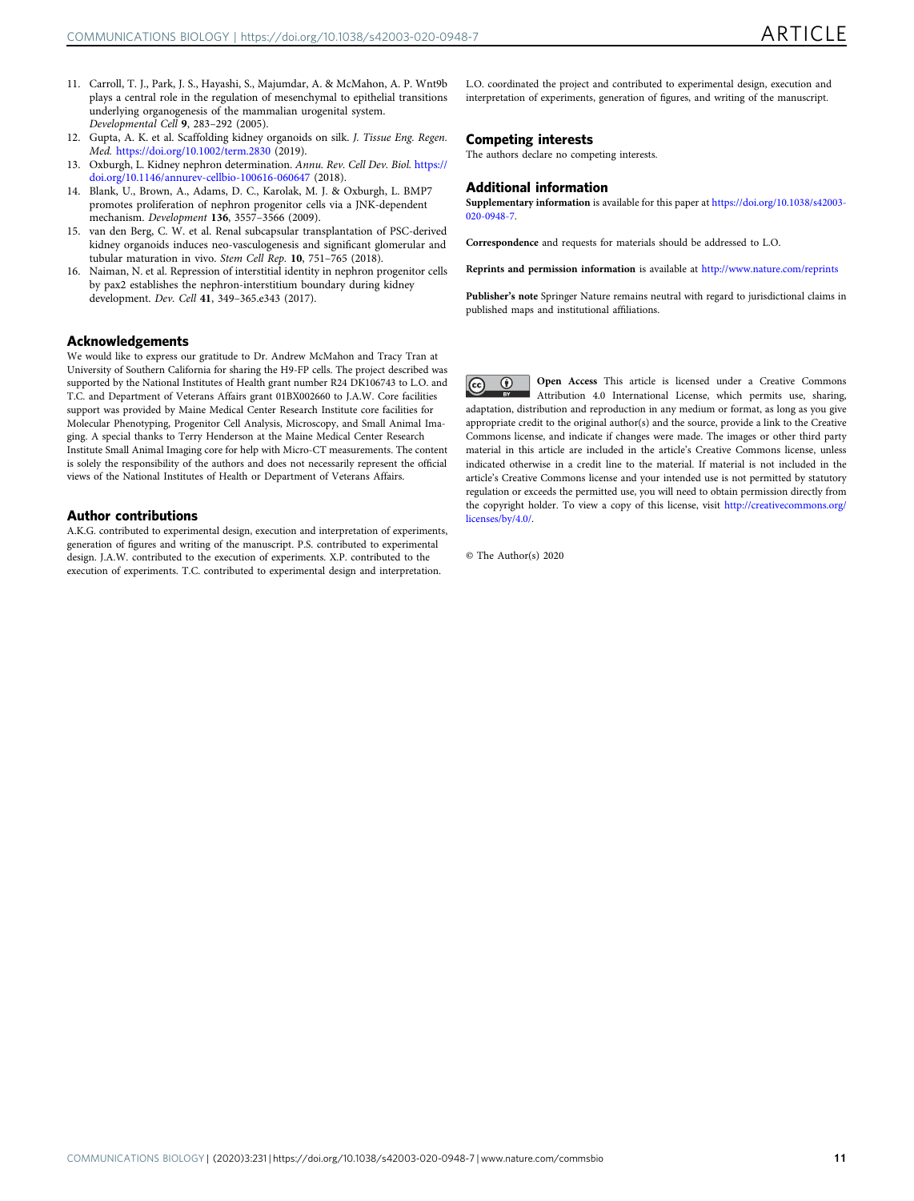11. Carroll, T. J., Park, J. S., Hayashi, S., Majumdar, A. & McMahon, A. P. Wnt9b plays a central role in the regulation of mesenchymal to epithelial transitions underlying organogenesis of the mammalian urogenital system. *Developmental Cell* **9**, 283–292 (2005).
12. Gupta, A. K. et al. Scaffolding kidney organoids on silk. *J. Tissue Eng. Regen. Med.* https://doi.org/10.1002/term.2830 (2019).
13. Oxburgh, L. Kidney nephron determination. *Annu. Rev. Cell Dev. Biol.* https://doi.org/10.1146/annurev-cellbio-100616-060647 (2018).
14. Blank, U., Brown, A., Adams, D. C., Karolak, M. J. & Oxburgh, L. BMP7 promotes proliferation of nephron progenitor cells via a JNK-dependent mechanism. *Development* **136**, 3557–3566 (2009).
15. van den Berg, C. W. et al. Renal subcapsular transplantation of PSC-derived kidney organoids induces neo-vasculogenesis and significant glomerular and tubular maturation in vivo. *Stem Cell Rep.* **10**, 751–765 (2018).
16. Naiman, N. et al. Repression of interstitial identity in nephron progenitor cells by pax2 establishes the nephron-interstitium boundary during kidney development. *Dev. Cell* **41**, 349–365.e343 (2017).

## Acknowledgements

We would like to express our gratitude to Dr. Andrew McMahon and Tracy Tran at University of Southern California for sharing the H9-FP cells. The project described was supported by the National Institutes of Health grant number R24 DK106743 to L.O. and T.C. and Department of Veterans Affairs grant 01BX002660 to J.A.W. Core facilities support was provided by Maine Medical Center Research Institute core facilities for Molecular Phenotyping, Progenitor Cell Analysis, Microscopy, and Small Animal Imaging. A special thanks to Terry Henderson at the Maine Medical Center Research Institute Small Animal Imaging core for help with Micro-CT measurements. The content is solely the responsibility of the authors and does not necessarily represent the official views of the National Institutes of Health or Department of Veterans Affairs.

## Author contributions

A.K.G. contributed to experimental design, execution and interpretation of experiments, generation of figures and writing of the manuscript. P.S. contributed to experimental design. J.A.W. contributed to the execution of experiments. X.P. contributed to the execution of experiments. T.C. contributed to experimental design and interpretation. L.O. coordinated the project and contributed to experimental design, execution and interpretation of experiments, generation of figures, and writing of the manuscript.

## Competing interests

The authors declare no competing interests.

## Additional information

**Supplementary information** is available for this paper at https://doi.org/10.1038/s42003-020-0948-7.

**Correspondence** and requests for materials should be addressed to L.O.

**Reprints and permission information** is available at http://www.nature.com/reprints

**Publisher's note** Springer Nature remains neutral with regard to jurisdictional claims in published maps and institutional affiliations.

**Open Access** This article is licensed under a Creative Commons Attribution 4.0 International License, which permits use, sharing, adaptation, distribution and reproduction in any medium or format, as long as you give appropriate credit to the original author(s) and the source, provide a link to the Creative Commons license, and indicate if changes were made. The images or other third party material in this article are included in the article's Creative Commons license, unless indicated otherwise in a credit line to the material. If material is not included in the article's Creative Commons license and your intended use is not permitted by statutory regulation or exceeds the permitted use, you will need to obtain permission directly from the copyright holder. To view a copy of this license, visit http://creativecommons.org/licenses/by/4.0/.

© The Author(s) 2020